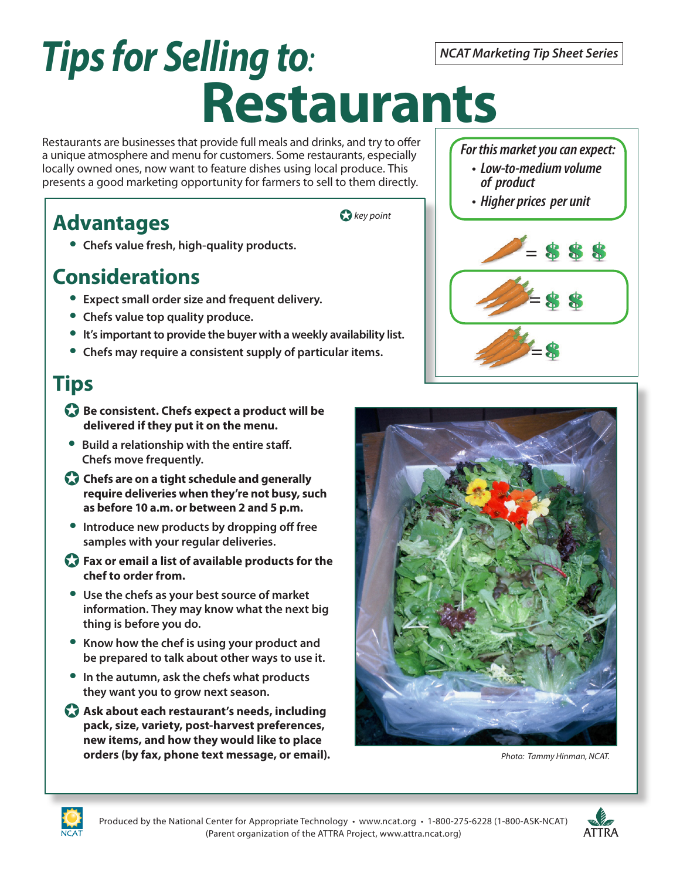*NCAT Marketing Tip Sheet Series*

# *Tips for Selling to:* Restaurants

Restaurants are businesses that provide full meals and drinks, and try to offer a unique atmosphere and menu for customers. Some restaurants, especially locally owned ones, now want to feature dishes using local produce. This presents a good marketing opportunity for farmers to sell to them directly.

*For this market you can expect:*

- *Low-to-medium volume of product*
- *Higher prices per unit*

= $ $ $

= $ $

= $

✪ *key point*

## Advantages

- **Chefs value fresh, high-quality products.**

## Considerations

- **Expect small order size and frequent delivery.**
- **Chefs value top quality produce.**
- **It's important to provide the buyer with a weekly availability list.**
- **Chefs may require a consistent supply of particular items.**

## Tips

- ✪ **Be consistent. Chefs expect a product will be delivered if they put it on the menu.**
- **Build a relationship with the entire staff. Chefs move frequently.**
- ✪ **Chefs are on a tight schedule and generally require deliveries when they're not busy, such as before 10 a.m. or between 2 and 5 p.m.**
- **Introduce new products by dropping off free samples with your regular deliveries.**
- ✪ **Fax or email a list of available products for the chef to order from.**
- **Use the chefs as your best source of market information. They may know what the next big thing is before you do.**
- **Know how the chef is using your product and be prepared to talk about other ways to use it.**
- **In the autumn, ask the chefs what products they want you to grow next season.**
- ✪ **Ask about each restaurant's needs, including pack, size, variety, post-harvest preferences, new items, and how they would like to place orders (by fax, phone text message, or email).**

*Photo: Tammy Hinman, NCAT.*

Produced by the National Center for Appropriate Technology • www.ncat.org • 1-800-275-6228 (1-800-ASK-NCAT)
(Parent organization of the ATTRA Project, www.attra.ncat.org)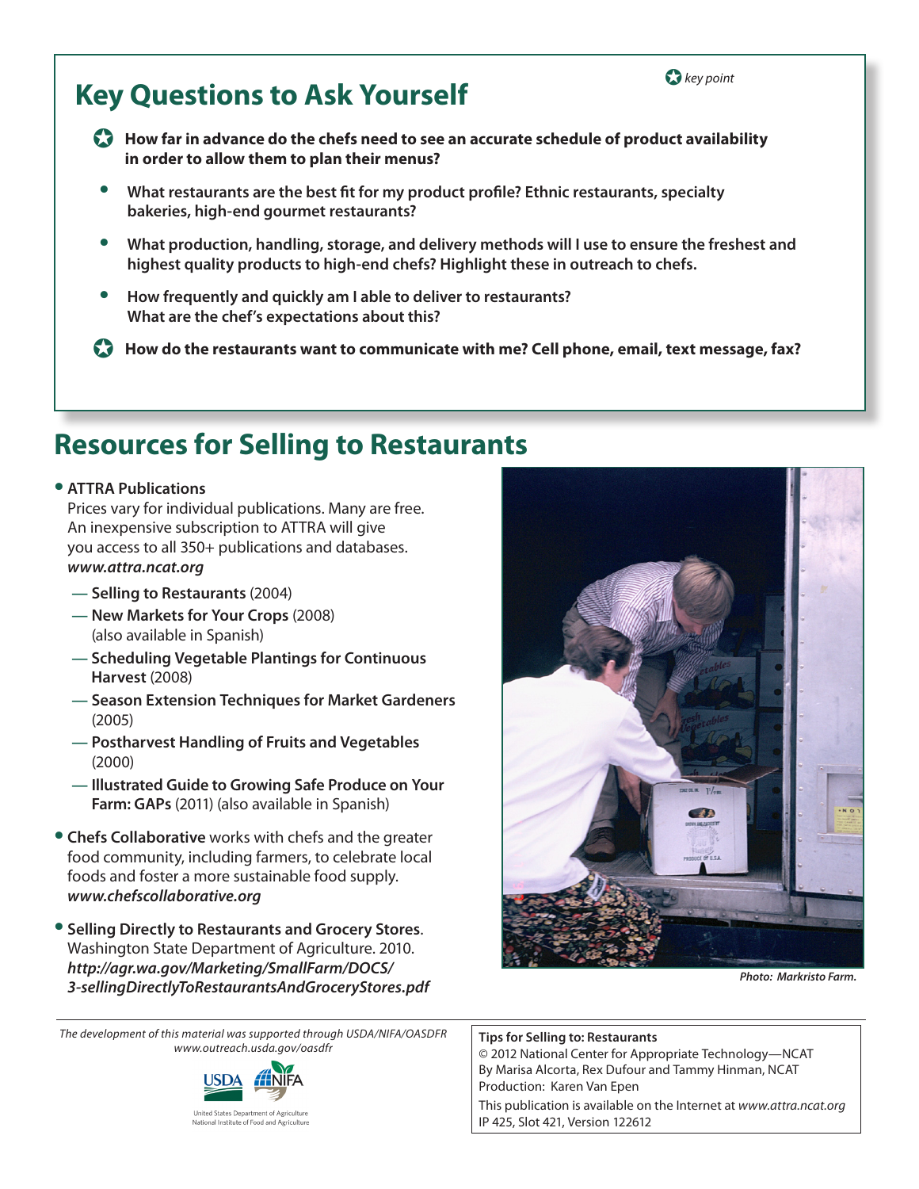## Key Questions to Ask Yourself

✪ *key point*

- ✪ **How far in advance do the chefs need to see an accurate schedule of product availability in order to allow them to plan their menus?**
- **What restaurants are the best fit for my product profile? Ethnic restaurants, specialty bakeries, high-end gourmet restaurants?**
- **What production, handling, storage, and delivery methods will I use to ensure the freshest and highest quality products to high-end chefs? Highlight these in outreach to chefs.**
- **How frequently and quickly am I able to deliver to restaurants? What are the chef's expectations about this?**
- ✪ **How do the restaurants want to communicate with me? Cell phone, email, text message, fax?**

## Resources for Selling to Restaurants

- **ATTRA Publications**
  Prices vary for individual publications. Many are free. An inexpensive subscription to ATTRA will give you access to all 350+ publications and databases.
  ***www.attra.ncat.org***
  - **Selling to Restaurants** (2004)
  - **New Markets for Your Crops** (2008) (also available in Spanish)
  - **Scheduling Vegetable Plantings for Continuous Harvest** (2008)
  - **Season Extension Techniques for Market Gardeners** (2005)
  - **Postharvest Handling of Fruits and Vegetables** (2000)
  - **Illustrated Guide to Growing Safe Produce on Your Farm: GAPs** (2011) (also available in Spanish)
- **Chefs Collaborative** works with chefs and the greater food community, including farmers, to celebrate local foods and foster a more sustainable food supply.
  ***www.chefscollaborative.org***
- **Selling Directly to Restaurants and Grocery Stores**. Washington State Department of Agriculture. 2010.
  ***http://agr.wa.gov/Marketing/SmallFarm/DOCS/3-sellingDirectlyToRestaurantsAndGroceryStores.pdf***

***Photo: Markristo Farm.***

*The development of this material was supported through USDA/NIFA/OASDFR*
*www.outreach.usda.gov/oasdfr*

United States Department of Agriculture
National Institute of Food and Agriculture

**Tips for Selling to: Restaurants**
© 2012 National Center for Appropriate Technology—NCAT
By Marisa Alcorta, Rex Dufour and Tammy Hinman, NCAT
Production: Karen Van Epen
This publication is available on the Internet at *www.attra.ncat.org*
IP 425, Slot 421, Version 122612